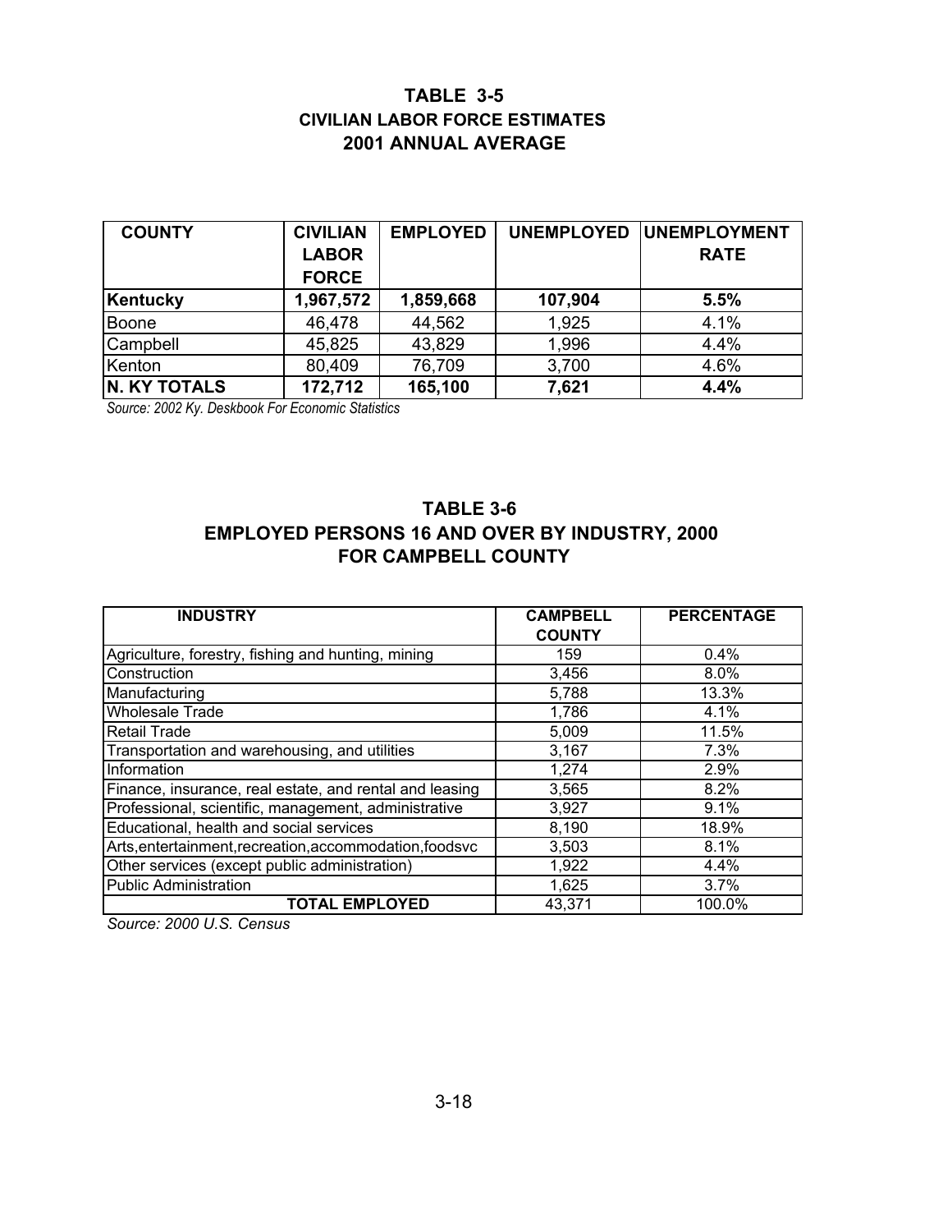## TABLE 3-5
### CIVILIAN LABOR FORCE ESTIMATES
### 2001 ANNUAL AVERAGE

| COUNTY | CIVILIAN LABOR FORCE | EMPLOYED | UNEMPLOYED | UNEMPLOYMENT RATE |
|---|---|---|---|---|
| **Kentucky** | **1,967,572** | **1,859,668** | **107,904** | **5.5%** |
| Boone | 46,478 | 44,562 | 1,925 | 4.1% |
| Campbell | 45,825 | 43,829 | 1,996 | 4.4% |
| Kenton | 80,409 | 76,709 | 3,700 | 4.6% |
| **N. KY TOTALS** | **172,712** | **165,100** | **7,621** | **4.4%** |

*Source: 2002 Ky. Deskbook For Economic Statistics*

## TABLE 3-6
### EMPLOYED PERSONS 16 AND OVER BY INDUSTRY, 2000
### FOR CAMPBELL COUNTY

| INDUSTRY | CAMPBELL COUNTY | PERCENTAGE |
|---|---|---|
| Agriculture, forestry, fishing and hunting, mining | 159 | 0.4% |
| Construction | 3,456 | 8.0% |
| Manufacturing | 5,788 | 13.3% |
| Wholesale Trade | 1,786 | 4.1% |
| Retail Trade | 5,009 | 11.5% |
| Transportation and warehousing, and utilities | 3,167 | 7.3% |
| Information | 1,274 | 2.9% |
| Finance, insurance, real estate, and rental and leasing | 3,565 | 8.2% |
| Professional, scientific, management, administrative | 3,927 | 9.1% |
| Educational, health and social services | 8,190 | 18.9% |
| Arts,entertainment,recreation,accommodation,foodsvc | 3,503 | 8.1% |
| Other services (except public administration) | 1,922 | 4.4% |
| Public Administration | 1,625 | 3.7% |
| **TOTAL EMPLOYED** | 43,371 | 100.0% |

*Source: 2000 U.S. Census*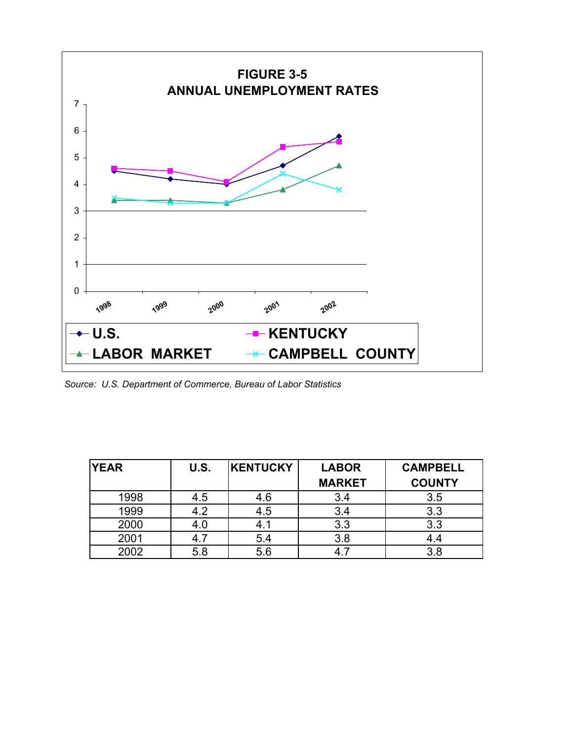**FIGURE 3-5**
**ANNUAL UNEMPLOYMENT RATES**

7
6
5
4
3
2
1
0

1998
1999
2000
2001
2002

U.S.
KENTUCKY
LABOR MARKET
CAMPBELL COUNTY

*Source: U.S. Department of Commerce, Bureau of Labor Statistics*

| YEAR | U.S. | KENTUCKY | LABOR MARKET | CAMPBELL COUNTY |
|---|---|---|---|---|
| 1998 | 4.5 | 4.6 | 3.4 | 3.5 |
| 1999 | 4.2 | 4.5 | 3.4 | 3.3 |
| 2000 | 4.0 | 4.1 | 3.3 | 3.3 |
| 2001 | 4.7 | 5.4 | 3.8 | 4.4 |
| 2002 | 5.8 | 5.6 | 4.7 | 3.8 |